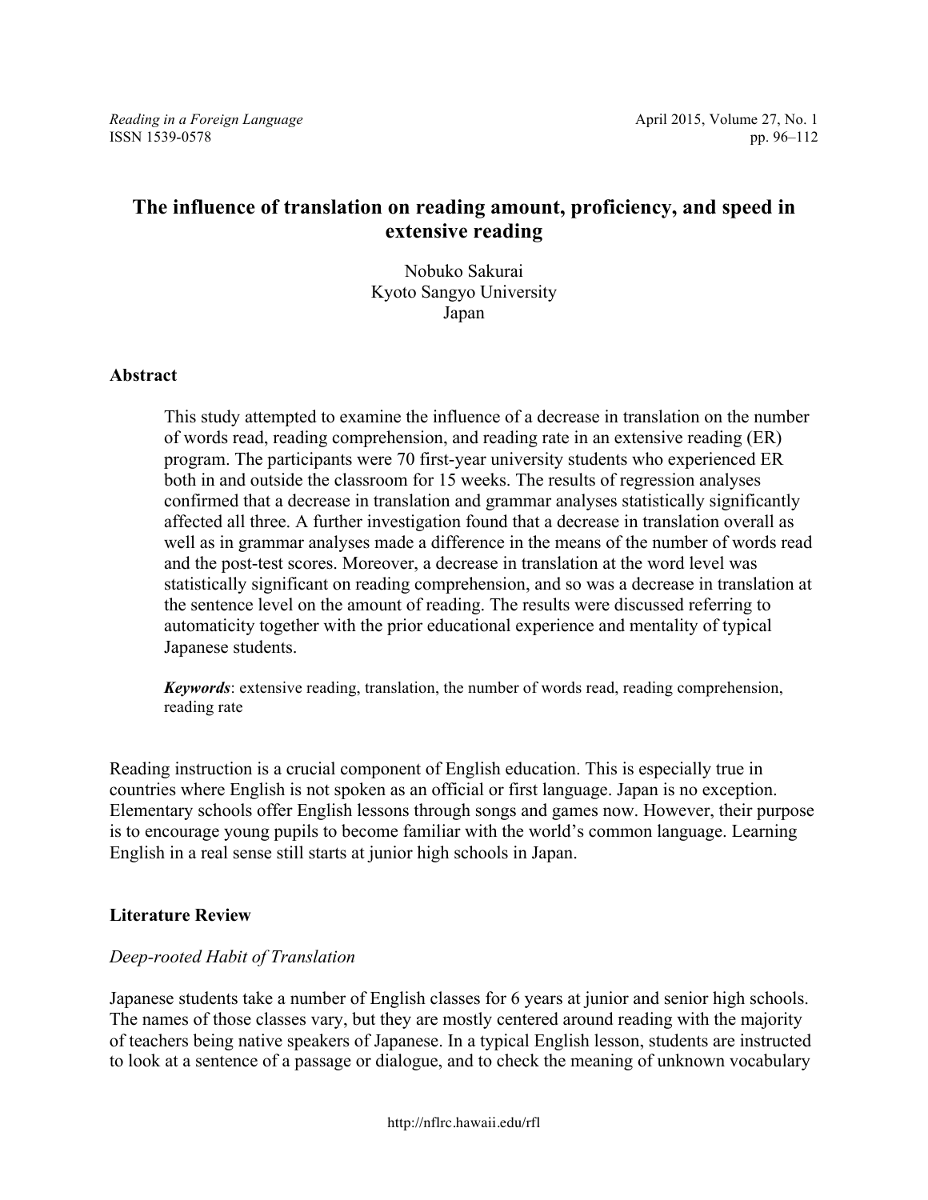# The influence of translation on reading amount, proficiency, and speed in extensive reading

Nobuko Sakurai
Kyoto Sangyo University
Japan

## Abstract

This study attempted to examine the influence of a decrease in translation on the number of words read, reading comprehension, and reading rate in an extensive reading (ER) program. The participants were 70 first-year university students who experienced ER both in and outside the classroom for 15 weeks. The results of regression analyses confirmed that a decrease in translation and grammar analyses statistically significantly affected all three. A further investigation found that a decrease in translation overall as well as in grammar analyses made a difference in the means of the number of words read and the post-test scores. Moreover, a decrease in translation at the word level was statistically significant on reading comprehension, and so was a decrease in translation at the sentence level on the amount of reading. The results were discussed referring to automaticity together with the prior educational experience and mentality of typical Japanese students.

***Keywords***: extensive reading, translation, the number of words read, reading comprehension, reading rate

Reading instruction is a crucial component of English education. This is especially true in countries where English is not spoken as an official or first language. Japan is no exception. Elementary schools offer English lessons through songs and games now. However, their purpose is to encourage young pupils to become familiar with the world's common language. Learning English in a real sense still starts at junior high schools in Japan.

## Literature Review

### *Deep-rooted Habit of Translation*

Japanese students take a number of English classes for 6 years at junior and senior high schools. The names of those classes vary, but they are mostly centered around reading with the majority of teachers being native speakers of Japanese. In a typical English lesson, students are instructed to look at a sentence of a passage or dialogue, and to check the meaning of unknown vocabulary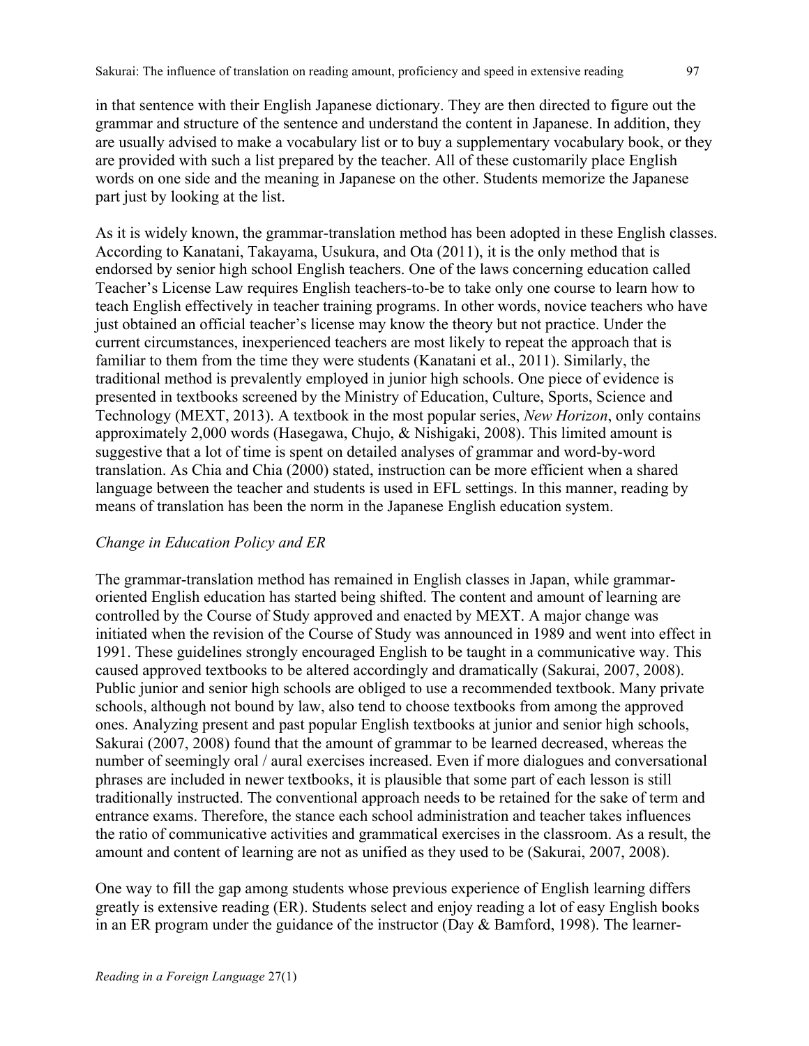in that sentence with their English Japanese dictionary. They are then directed to figure out the grammar and structure of the sentence and understand the content in Japanese. In addition, they are usually advised to make a vocabulary list or to buy a supplementary vocabulary book, or they are provided with such a list prepared by the teacher. All of these customarily place English words on one side and the meaning in Japanese on the other. Students memorize the Japanese part just by looking at the list.

As it is widely known, the grammar-translation method has been adopted in these English classes. According to Kanatani, Takayama, Usukura, and Ota (2011), it is the only method that is endorsed by senior high school English teachers. One of the laws concerning education called Teacher's License Law requires English teachers-to-be to take only one course to learn how to teach English effectively in teacher training programs. In other words, novice teachers who have just obtained an official teacher's license may know the theory but not practice. Under the current circumstances, inexperienced teachers are most likely to repeat the approach that is familiar to them from the time they were students (Kanatani et al., 2011). Similarly, the traditional method is prevalently employed in junior high schools. One piece of evidence is presented in textbooks screened by the Ministry of Education, Culture, Sports, Science and Technology (MEXT, 2013). A textbook in the most popular series, *New Horizon*, only contains approximately 2,000 words (Hasegawa, Chujo, & Nishigaki, 2008). This limited amount is suggestive that a lot of time is spent on detailed analyses of grammar and word-by-word translation. As Chia and Chia (2000) stated, instruction can be more efficient when a shared language between the teacher and students is used in EFL settings. In this manner, reading by means of translation has been the norm in the Japanese English education system.

*Change in Education Policy and ER*

The grammar-translation method has remained in English classes in Japan, while grammar-oriented English education has started being shifted. The content and amount of learning are controlled by the Course of Study approved and enacted by MEXT. A major change was initiated when the revision of the Course of Study was announced in 1989 and went into effect in 1991. These guidelines strongly encouraged English to be taught in a communicative way. This caused approved textbooks to be altered accordingly and dramatically (Sakurai, 2007, 2008). Public junior and senior high schools are obliged to use a recommended textbook. Many private schools, although not bound by law, also tend to choose textbooks from among the approved ones. Analyzing present and past popular English textbooks at junior and senior high schools, Sakurai (2007, 2008) found that the amount of grammar to be learned decreased, whereas the number of seemingly oral / aural exercises increased. Even if more dialogues and conversational phrases are included in newer textbooks, it is plausible that some part of each lesson is still traditionally instructed. The conventional approach needs to be retained for the sake of term and entrance exams. Therefore, the stance each school administration and teacher takes influences the ratio of communicative activities and grammatical exercises in the classroom. As a result, the amount and content of learning are not as unified as they used to be (Sakurai, 2007, 2008).

One way to fill the gap among students whose previous experience of English learning differs greatly is extensive reading (ER). Students select and enjoy reading a lot of easy English books in an ER program under the guidance of the instructor (Day & Bamford, 1998). The learner-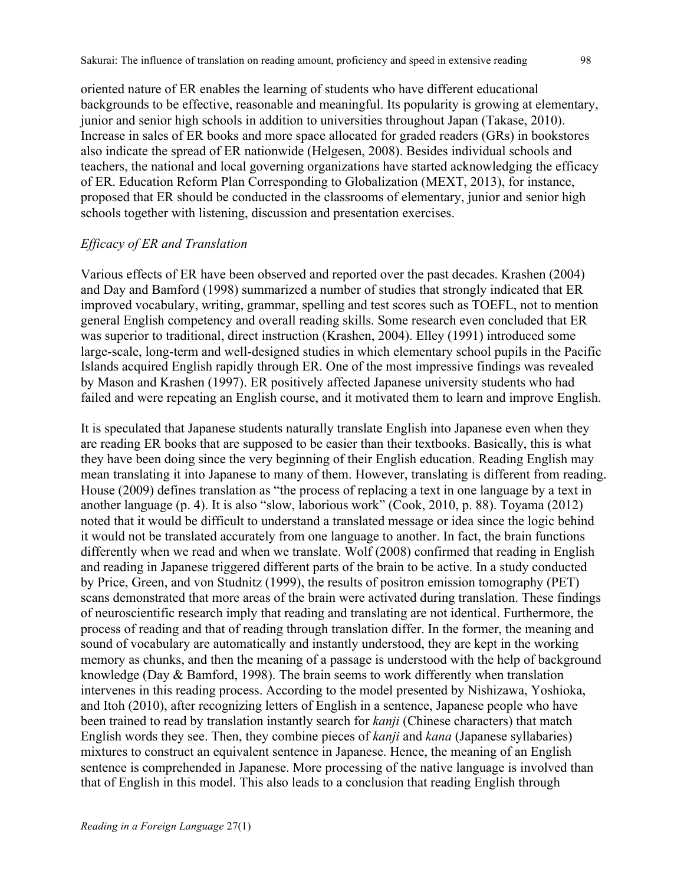oriented nature of ER enables the learning of students who have different educational backgrounds to be effective, reasonable and meaningful. Its popularity is growing at elementary, junior and senior high schools in addition to universities throughout Japan (Takase, 2010). Increase in sales of ER books and more space allocated for graded readers (GRs) in bookstores also indicate the spread of ER nationwide (Helgesen, 2008). Besides individual schools and teachers, the national and local governing organizations have started acknowledging the efficacy of ER. Education Reform Plan Corresponding to Globalization (MEXT, 2013), for instance, proposed that ER should be conducted in the classrooms of elementary, junior and senior high schools together with listening, discussion and presentation exercises.

### *Efficacy of ER and Translation*

Various effects of ER have been observed and reported over the past decades. Krashen (2004) and Day and Bamford (1998) summarized a number of studies that strongly indicated that ER improved vocabulary, writing, grammar, spelling and test scores such as TOEFL, not to mention general English competency and overall reading skills. Some research even concluded that ER was superior to traditional, direct instruction (Krashen, 2004). Elley (1991) introduced some large-scale, long-term and well-designed studies in which elementary school pupils in the Pacific Islands acquired English rapidly through ER. One of the most impressive findings was revealed by Mason and Krashen (1997). ER positively affected Japanese university students who had failed and were repeating an English course, and it motivated them to learn and improve English.

It is speculated that Japanese students naturally translate English into Japanese even when they are reading ER books that are supposed to be easier than their textbooks. Basically, this is what they have been doing since the very beginning of their English education. Reading English may mean translating it into Japanese to many of them. However, translating is different from reading. House (2009) defines translation as "the process of replacing a text in one language by a text in another language (p. 4). It is also "slow, laborious work" (Cook, 2010, p. 88). Toyama (2012) noted that it would be difficult to understand a translated message or idea since the logic behind it would not be translated accurately from one language to another. In fact, the brain functions differently when we read and when we translate. Wolf (2008) confirmed that reading in English and reading in Japanese triggered different parts of the brain to be active. In a study conducted by Price, Green, and von Studnitz (1999), the results of positron emission tomography (PET) scans demonstrated that more areas of the brain were activated during translation. These findings of neuroscientific research imply that reading and translating are not identical. Furthermore, the process of reading and that of reading through translation differ. In the former, the meaning and sound of vocabulary are automatically and instantly understood, they are kept in the working memory as chunks, and then the meaning of a passage is understood with the help of background knowledge (Day & Bamford, 1998). The brain seems to work differently when translation intervenes in this reading process. According to the model presented by Nishizawa, Yoshioka, and Itoh (2010), after recognizing letters of English in a sentence, Japanese people who have been trained to read by translation instantly search for *kanji* (Chinese characters) that match English words they see. Then, they combine pieces of *kanji* and *kana* (Japanese syllabaries) mixtures to construct an equivalent sentence in Japanese. Hence, the meaning of an English sentence is comprehended in Japanese. More processing of the native language is involved than that of English in this model. This also leads to a conclusion that reading English through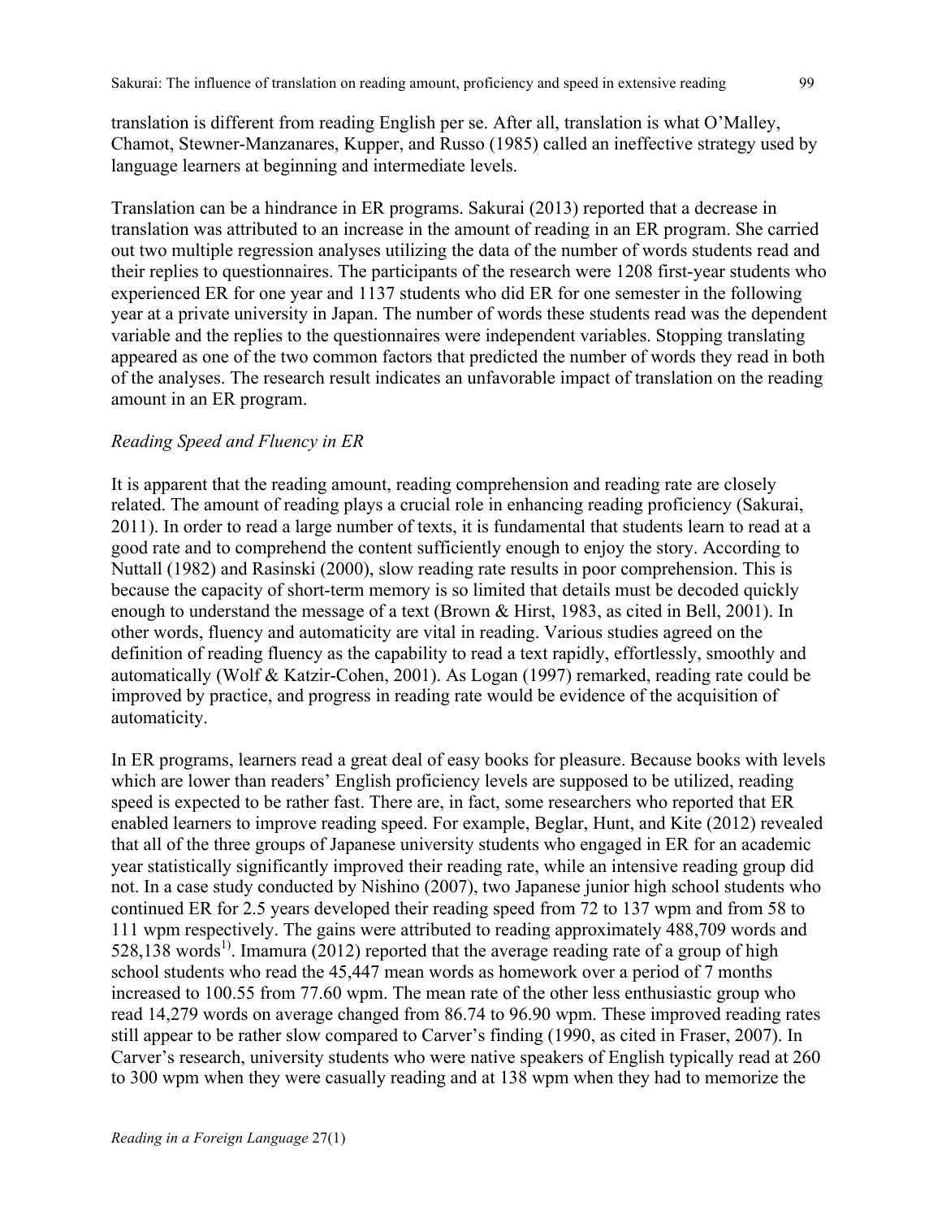translation is different from reading English per se. After all, translation is what O'Malley, Chamot, Stewner-Manzanares, Kupper, and Russo (1985) called an ineffective strategy used by language learners at beginning and intermediate levels.

Translation can be a hindrance in ER programs. Sakurai (2013) reported that a decrease in translation was attributed to an increase in the amount of reading in an ER program. She carried out two multiple regression analyses utilizing the data of the number of words students read and their replies to questionnaires. The participants of the research were 1208 first-year students who experienced ER for one year and 1137 students who did ER for one semester in the following year at a private university in Japan. The number of words these students read was the dependent variable and the replies to the questionnaires were independent variables. Stopping translating appeared as one of the two common factors that predicted the number of words they read in both of the analyses. The research result indicates an unfavorable impact of translation on the reading amount in an ER program.

*Reading Speed and Fluency in ER*

It is apparent that the reading amount, reading comprehension and reading rate are closely related. The amount of reading plays a crucial role in enhancing reading proficiency (Sakurai, 2011). In order to read a large number of texts, it is fundamental that students learn to read at a good rate and to comprehend the content sufficiently enough to enjoy the story. According to Nuttall (1982) and Rasinski (2000), slow reading rate results in poor comprehension. This is because the capacity of short-term memory is so limited that details must be decoded quickly enough to understand the message of a text (Brown & Hirst, 1983, as cited in Bell, 2001). In other words, fluency and automaticity are vital in reading. Various studies agreed on the definition of reading fluency as the capability to read a text rapidly, effortlessly, smoothly and automatically (Wolf & Katzir-Cohen, 2001). As Logan (1997) remarked, reading rate could be improved by practice, and progress in reading rate would be evidence of the acquisition of automaticity.

In ER programs, learners read a great deal of easy books for pleasure. Because books with levels which are lower than readers' English proficiency levels are supposed to be utilized, reading speed is expected to be rather fast. There are, in fact, some researchers who reported that ER enabled learners to improve reading speed. For example, Beglar, Hunt, and Kite (2012) revealed that all of the three groups of Japanese university students who engaged in ER for an academic year statistically significantly improved their reading rate, while an intensive reading group did not. In a case study conducted by Nishino (2007), two Japanese junior high school students who continued ER for 2.5 years developed their reading speed from 72 to 137 wpm and from 58 to 111 wpm respectively. The gains were attributed to reading approximately 488,709 words and 528,138 words[1)]. Imamura (2012) reported that the average reading rate of a group of high school students who read the 45,447 mean words as homework over a period of 7 months increased to 100.55 from 77.60 wpm. The mean rate of the other less enthusiastic group who read 14,279 words on average changed from 86.74 to 96.90 wpm. These improved reading rates still appear to be rather slow compared to Carver's finding (1990, as cited in Fraser, 2007). In Carver's research, university students who were native speakers of English typically read at 260 to 300 wpm when they were casually reading and at 138 wpm when they had to memorize the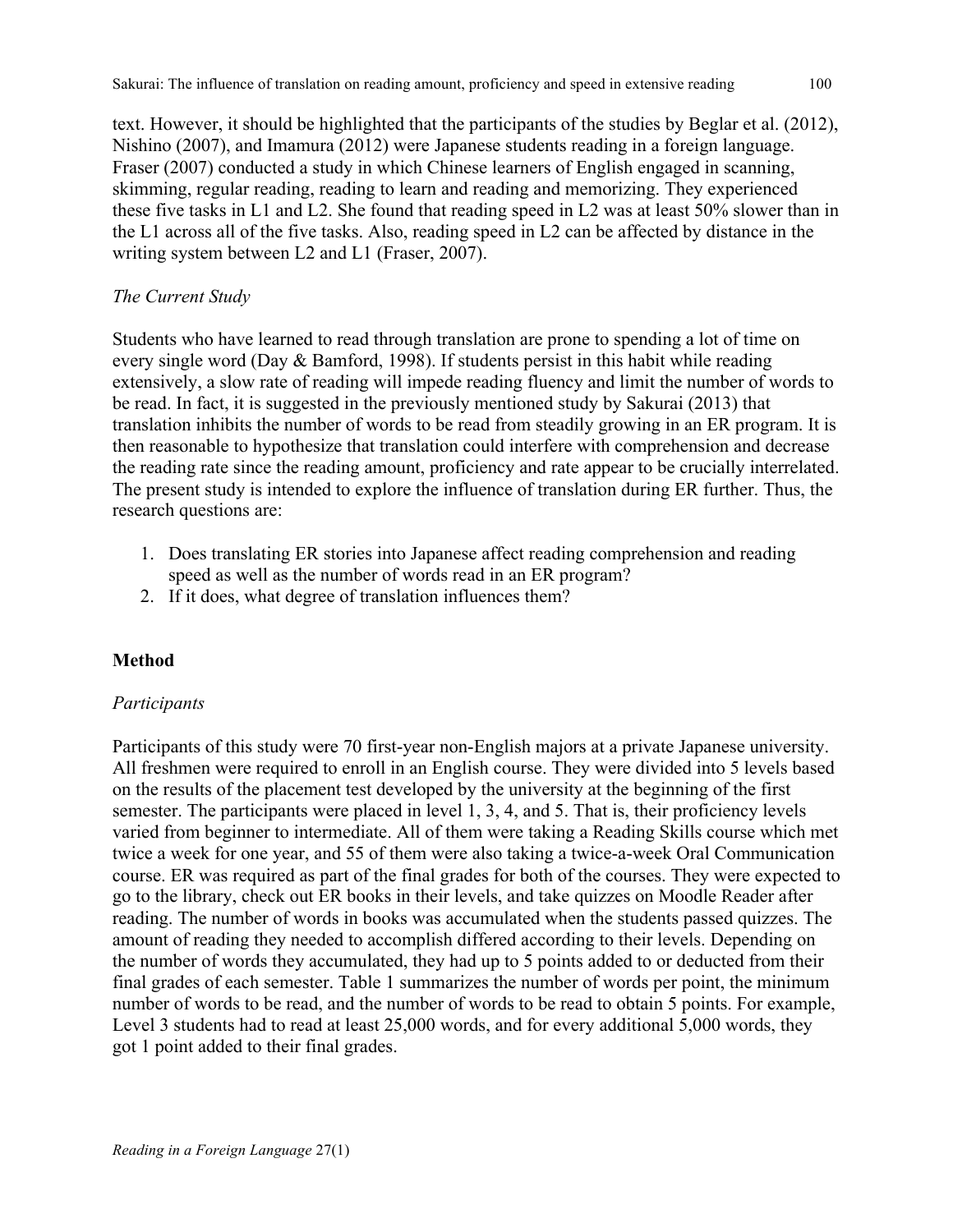text. However, it should be highlighted that the participants of the studies by Beglar et al. (2012), Nishino (2007), and Imamura (2012) were Japanese students reading in a foreign language. Fraser (2007) conducted a study in which Chinese learners of English engaged in scanning, skimming, regular reading, reading to learn and reading and memorizing. They experienced these five tasks in L1 and L2. She found that reading speed in L2 was at least 50% slower than in the L1 across all of the five tasks. Also, reading speed in L2 can be affected by distance in the writing system between L2 and L1 (Fraser, 2007).

### *The Current Study*

Students who have learned to read through translation are prone to spending a lot of time on every single word (Day & Bamford, 1998). If students persist in this habit while reading extensively, a slow rate of reading will impede reading fluency and limit the number of words to be read. In fact, it is suggested in the previously mentioned study by Sakurai (2013) that translation inhibits the number of words to be read from steadily growing in an ER program. It is then reasonable to hypothesize that translation could interfere with comprehension and decrease the reading rate since the reading amount, proficiency and rate appear to be crucially interrelated. The present study is intended to explore the influence of translation during ER further. Thus, the research questions are:

1. Does translating ER stories into Japanese affect reading comprehension and reading speed as well as the number of words read in an ER program?
2. If it does, what degree of translation influences them?

## Method

### *Participants*

Participants of this study were 70 first-year non-English majors at a private Japanese university. All freshmen were required to enroll in an English course. They were divided into 5 levels based on the results of the placement test developed by the university at the beginning of the first semester. The participants were placed in level 1, 3, 4, and 5. That is, their proficiency levels varied from beginner to intermediate. All of them were taking a Reading Skills course which met twice a week for one year, and 55 of them were also taking a twice-a-week Oral Communication course. ER was required as part of the final grades for both of the courses. They were expected to go to the library, check out ER books in their levels, and take quizzes on Moodle Reader after reading. The number of words in books was accumulated when the students passed quizzes. The amount of reading they needed to accomplish differed according to their levels. Depending on the number of words they accumulated, they had up to 5 points added to or deducted from their final grades of each semester. Table 1 summarizes the number of words per point, the minimum number of words to be read, and the number of words to be read to obtain 5 points. For example, Level 3 students had to read at least 25,000 words, and for every additional 5,000 words, they got 1 point added to their final grades.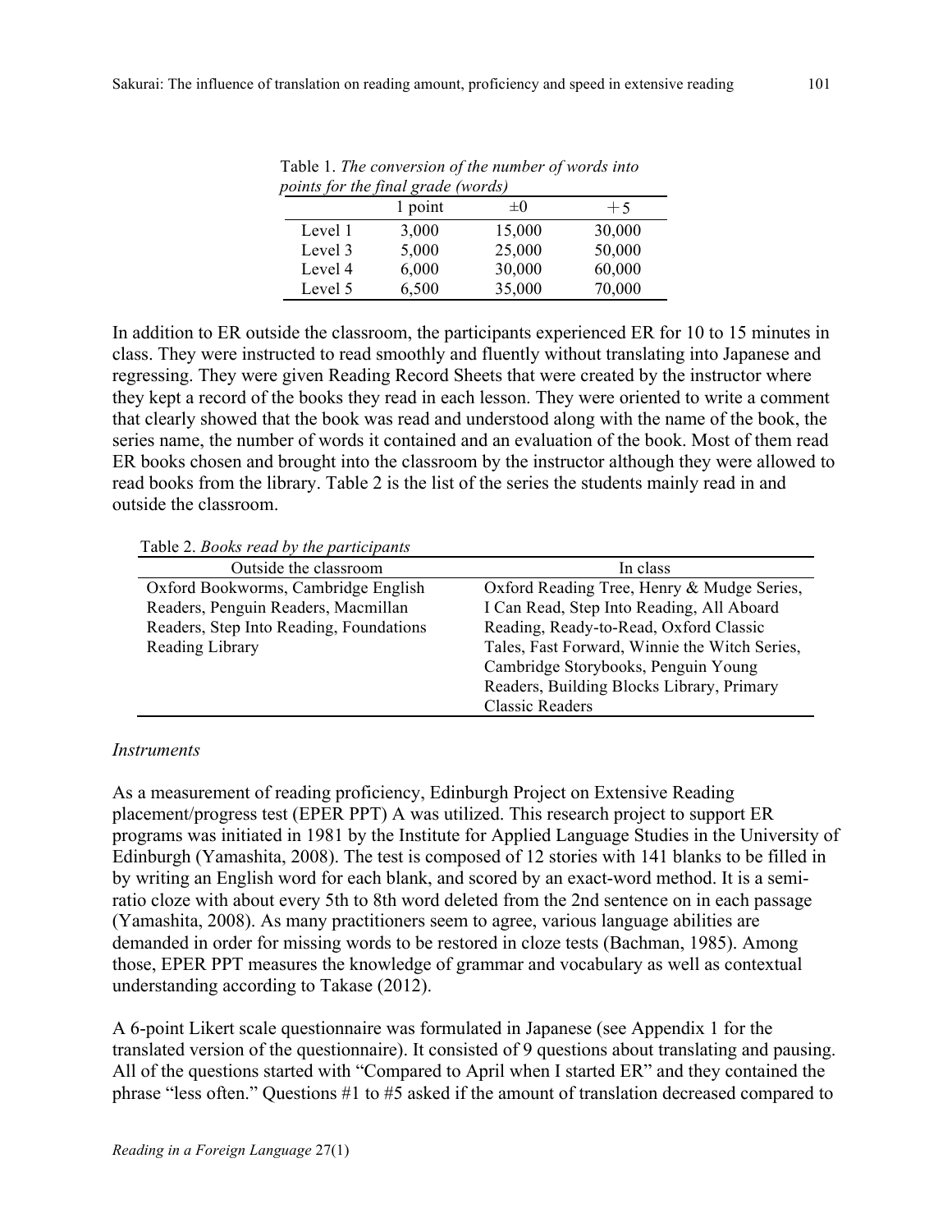Table 1. *The conversion of the number of words into points for the final grade (words)*

| | 1 point | ±0 | +5 |
|---|---|---|---|
| Level 1 | 3,000 | 15,000 | 30,000 |
| Level 3 | 5,000 | 25,000 | 50,000 |
| Level 4 | 6,000 | 30,000 | 60,000 |
| Level 5 | 6,500 | 35,000 | 70,000 |

In addition to ER outside the classroom, the participants experienced ER for 10 to 15 minutes in class. They were instructed to read smoothly and fluently without translating into Japanese and regressing. They were given Reading Record Sheets that were created by the instructor where they kept a record of the books they read in each lesson. They were oriented to write a comment that clearly showed that the book was read and understood along with the name of the book, the series name, the number of words it contained and an evaluation of the book. Most of them read ER books chosen and brought into the classroom by the instructor although they were allowed to read books from the library. Table 2 is the list of the series the students mainly read in and outside the classroom.

Table 2. *Books read by the participants*

| Outside the classroom | In class |
|---|---|
| Oxford Bookworms, Cambridge English Readers, Penguin Readers, Macmillan Readers, Step Into Reading, Foundations Reading Library | Oxford Reading Tree, Henry & Mudge Series, I Can Read, Step Into Reading, All Aboard Reading, Ready-to-Read, Oxford Classic Tales, Fast Forward, Winnie the Witch Series, Cambridge Storybooks, Penguin Young Readers, Building Blocks Library, Primary Classic Readers |

*Instruments*

As a measurement of reading proficiency, Edinburgh Project on Extensive Reading placement/progress test (EPER PPT) A was utilized. This research project to support ER programs was initiated in 1981 by the Institute for Applied Language Studies in the University of Edinburgh (Yamashita, 2008). The test is composed of 12 stories with 141 blanks to be filled in by writing an English word for each blank, and scored by an exact-word method. It is a semi-ratio cloze with about every 5th to 8th word deleted from the 2nd sentence on in each passage (Yamashita, 2008). As many practitioners seem to agree, various language abilities are demanded in order for missing words to be restored in cloze tests (Bachman, 1985). Among those, EPER PPT measures the knowledge of grammar and vocabulary as well as contextual understanding according to Takase (2012).

A 6-point Likert scale questionnaire was formulated in Japanese (see Appendix 1 for the translated version of the questionnaire). It consisted of 9 questions about translating and pausing. All of the questions started with "Compared to April when I started ER" and they contained the phrase "less often." Questions #1 to #5 asked if the amount of translation decreased compared to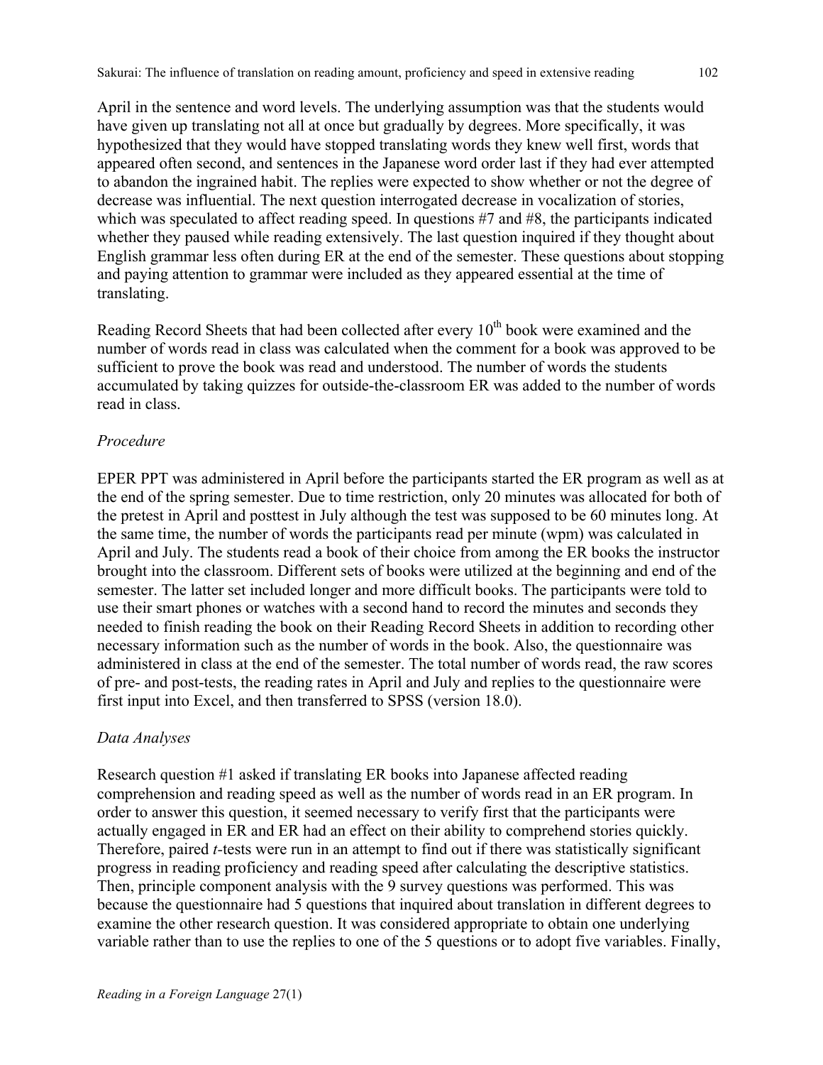April in the sentence and word levels. The underlying assumption was that the students would have given up translating not all at once but gradually by degrees. More specifically, it was hypothesized that they would have stopped translating words they knew well first, words that appeared often second, and sentences in the Japanese word order last if they had ever attempted to abandon the ingrained habit. The replies were expected to show whether or not the degree of decrease was influential. The next question interrogated decrease in vocalization of stories, which was speculated to affect reading speed. In questions #7 and #8, the participants indicated whether they paused while reading extensively. The last question inquired if they thought about English grammar less often during ER at the end of the semester. These questions about stopping and paying attention to grammar were included as they appeared essential at the time of translating.

Reading Record Sheets that had been collected after every 10th book were examined and the number of words read in class was calculated when the comment for a book was approved to be sufficient to prove the book was read and understood. The number of words the students accumulated by taking quizzes for outside-the-classroom ER was added to the number of words read in class.

### *Procedure*

EPER PPT was administered in April before the participants started the ER program as well as at the end of the spring semester. Due to time restriction, only 20 minutes was allocated for both of the pretest in April and posttest in July although the test was supposed to be 60 minutes long. At the same time, the number of words the participants read per minute (wpm) was calculated in April and July. The students read a book of their choice from among the ER books the instructor brought into the classroom. Different sets of books were utilized at the beginning and end of the semester. The latter set included longer and more difficult books. The participants were told to use their smart phones or watches with a second hand to record the minutes and seconds they needed to finish reading the book on their Reading Record Sheets in addition to recording other necessary information such as the number of words in the book. Also, the questionnaire was administered in class at the end of the semester. The total number of words read, the raw scores of pre- and post-tests, the reading rates in April and July and replies to the questionnaire were first input into Excel, and then transferred to SPSS (version 18.0).

### *Data Analyses*

Research question #1 asked if translating ER books into Japanese affected reading comprehension and reading speed as well as the number of words read in an ER program. In order to answer this question, it seemed necessary to verify first that the participants were actually engaged in ER and ER had an effect on their ability to comprehend stories quickly. Therefore, paired *t*-tests were run in an attempt to find out if there was statistically significant progress in reading proficiency and reading speed after calculating the descriptive statistics. Then, principle component analysis with the 9 survey questions was performed. This was because the questionnaire had 5 questions that inquired about translation in different degrees to examine the other research question. It was considered appropriate to obtain one underlying variable rather than to use the replies to one of the 5 questions or to adopt five variables. Finally,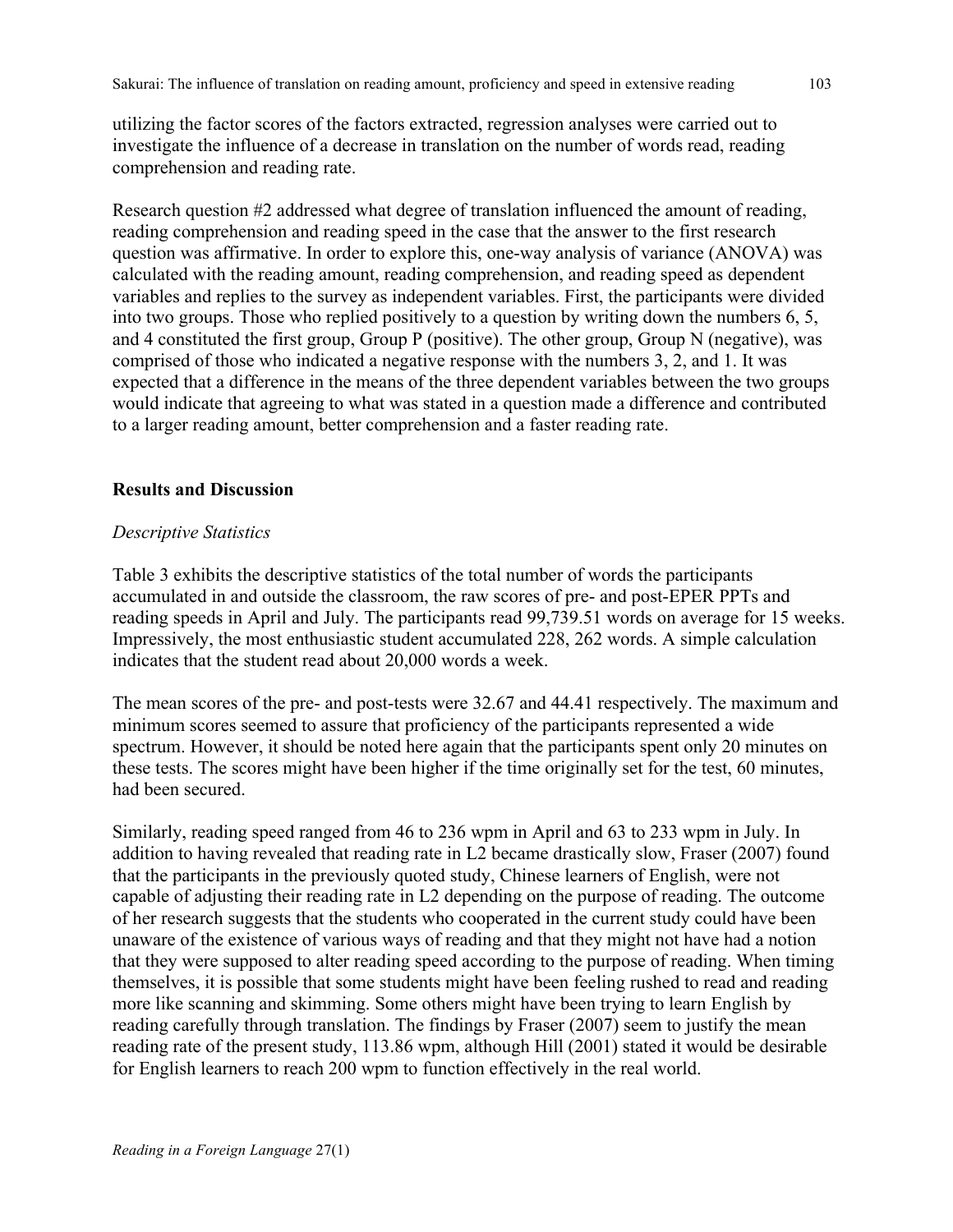utilizing the factor scores of the factors extracted, regression analyses were carried out to investigate the influence of a decrease in translation on the number of words read, reading comprehension and reading rate.

Research question #2 addressed what degree of translation influenced the amount of reading, reading comprehension and reading speed in the case that the answer to the first research question was affirmative. In order to explore this, one-way analysis of variance (ANOVA) was calculated with the reading amount, reading comprehension, and reading speed as dependent variables and replies to the survey as independent variables. First, the participants were divided into two groups. Those who replied positively to a question by writing down the numbers 6, 5, and 4 constituted the first group, Group P (positive). The other group, Group N (negative), was comprised of those who indicated a negative response with the numbers 3, 2, and 1. It was expected that a difference in the means of the three dependent variables between the two groups would indicate that agreeing to what was stated in a question made a difference and contributed to a larger reading amount, better comprehension and a faster reading rate.

## Results and Discussion

### *Descriptive Statistics*

Table 3 exhibits the descriptive statistics of the total number of words the participants accumulated in and outside the classroom, the raw scores of pre- and post-EPER PPTs and reading speeds in April and July. The participants read 99,739.51 words on average for 15 weeks. Impressively, the most enthusiastic student accumulated 228, 262 words. A simple calculation indicates that the student read about 20,000 words a week.

The mean scores of the pre- and post-tests were 32.67 and 44.41 respectively. The maximum and minimum scores seemed to assure that proficiency of the participants represented a wide spectrum. However, it should be noted here again that the participants spent only 20 minutes on these tests. The scores might have been higher if the time originally set for the test, 60 minutes, had been secured.

Similarly, reading speed ranged from 46 to 236 wpm in April and 63 to 233 wpm in July. In addition to having revealed that reading rate in L2 became drastically slow, Fraser (2007) found that the participants in the previously quoted study, Chinese learners of English, were not capable of adjusting their reading rate in L2 depending on the purpose of reading. The outcome of her research suggests that the students who cooperated in the current study could have been unaware of the existence of various ways of reading and that they might not have had a notion that they were supposed to alter reading speed according to the purpose of reading. When timing themselves, it is possible that some students might have been feeling rushed to read and reading more like scanning and skimming. Some others might have been trying to learn English by reading carefully through translation. The findings by Fraser (2007) seem to justify the mean reading rate of the present study, 113.86 wpm, although Hill (2001) stated it would be desirable for English learners to reach 200 wpm to function effectively in the real world.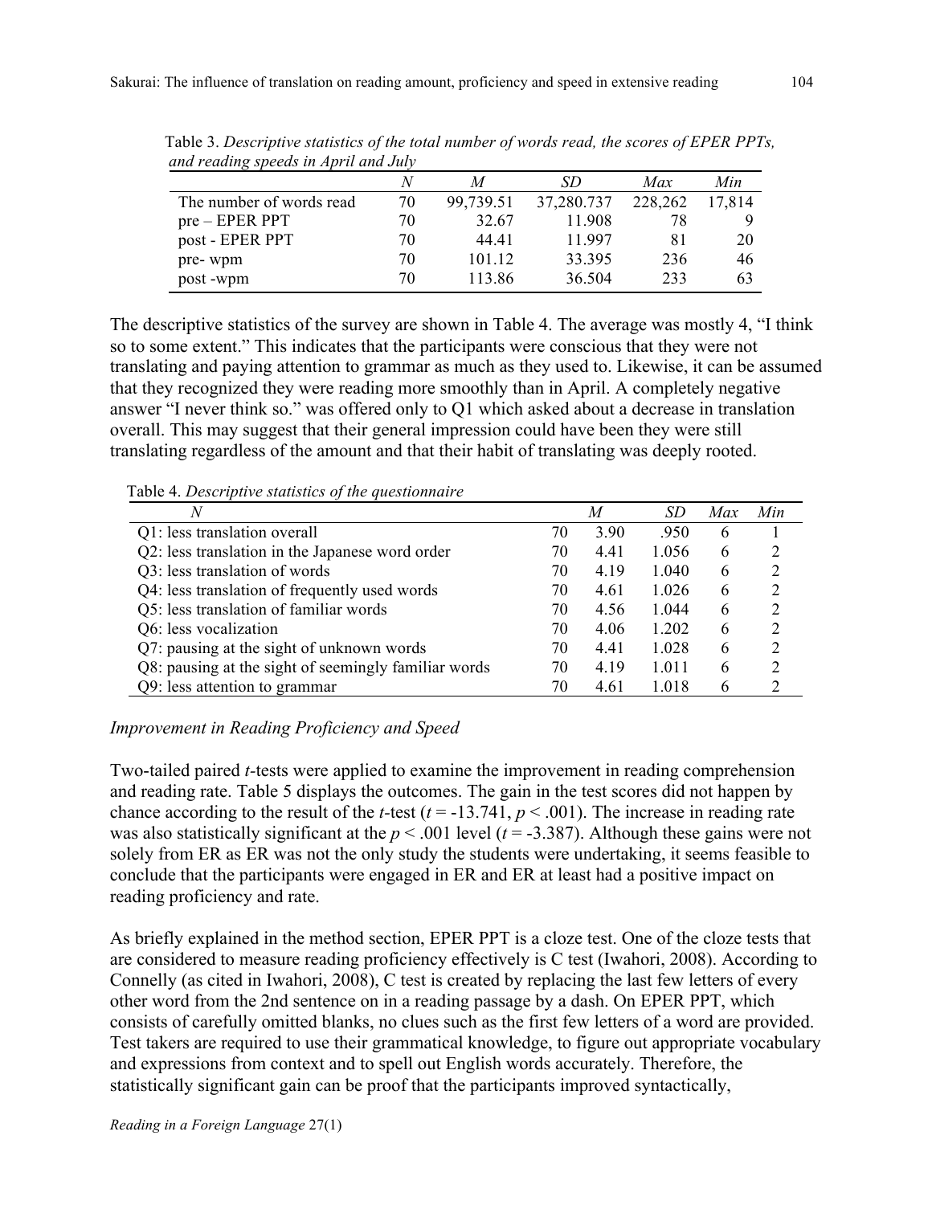Table 3. *Descriptive statistics of the total number of words read, the scores of EPER PPTs, and reading speeds in April and July*

| | *N* | *M* | *SD* | *Max* | *Min* |
|---|---|---|---|---|---|
| The number of words read | 70 | 99,739.51 | 37,280.737 | 228,262 | 17,814 |
| pre – EPER PPT | 70 | 32.67 | 11.908 | 78 | 9 |
| post - EPER PPT | 70 | 44.41 | 11.997 | 81 | 20 |
| pre- wpm | 70 | 101.12 | 33.395 | 236 | 46 |
| post -wpm | 70 | 113.86 | 36.504 | 233 | 63 |

The descriptive statistics of the survey are shown in Table 4. The average was mostly 4, "I think so to some extent." This indicates that the participants were conscious that they were not translating and paying attention to grammar as much as they used to. Likewise, it can be assumed that they recognized they were reading more smoothly than in April. A completely negative answer "I never think so." was offered only to Q1 which asked about a decrease in translation overall. This may suggest that their general impression could have been they were still translating regardless of the amount and that their habit of translating was deeply rooted.

Table 4. *Descriptive statistics of the questionnaire*

| *N* | | *M* | *SD* | *Max* | *Min* |
|---|---|---|---|---|---|
| Q1: less translation overall | 70 | 3.90 | .950 | 6 | 1 |
| Q2: less translation in the Japanese word order | 70 | 4.41 | 1.056 | 6 | 2 |
| Q3: less translation of words | 70 | 4.19 | 1.040 | 6 | 2 |
| Q4: less translation of frequently used words | 70 | 4.61 | 1.026 | 6 | 2 |
| Q5: less translation of familiar words | 70 | 4.56 | 1.044 | 6 | 2 |
| Q6: less vocalization | 70 | 4.06 | 1.202 | 6 | 2 |
| Q7: pausing at the sight of unknown words | 70 | 4.41 | 1.028 | 6 | 2 |
| Q8: pausing at the sight of seemingly familiar words | 70 | 4.19 | 1.011 | 6 | 2 |
| Q9: less attention to grammar | 70 | 4.61 | 1.018 | 6 | 2 |

*Improvement in Reading Proficiency and Speed*

Two-tailed paired *t*-tests were applied to examine the improvement in reading comprehension and reading rate. Table 5 displays the outcomes. The gain in the test scores did not happen by chance according to the result of the *t*-test ($t$ = -13.741, $p < .001$). The increase in reading rate was also statistically significant at the $p < .001$ level ($t$ = -3.387). Although these gains were not solely from ER as ER was not the only study the students were undertaking, it seems feasible to conclude that the participants were engaged in ER and ER at least had a positive impact on reading proficiency and rate.

As briefly explained in the method section, EPER PPT is a cloze test. One of the cloze tests that are considered to measure reading proficiency effectively is C test (Iwahori, 2008). According to Connelly (as cited in Iwahori, 2008), C test is created by replacing the last few letters of every other word from the 2nd sentence on in a reading passage by a dash. On EPER PPT, which consists of carefully omitted blanks, no clues such as the first few letters of a word are provided. Test takers are required to use their grammatical knowledge, to figure out appropriate vocabulary and expressions from context and to spell out English words accurately. Therefore, the statistically significant gain can be proof that the participants improved syntactically,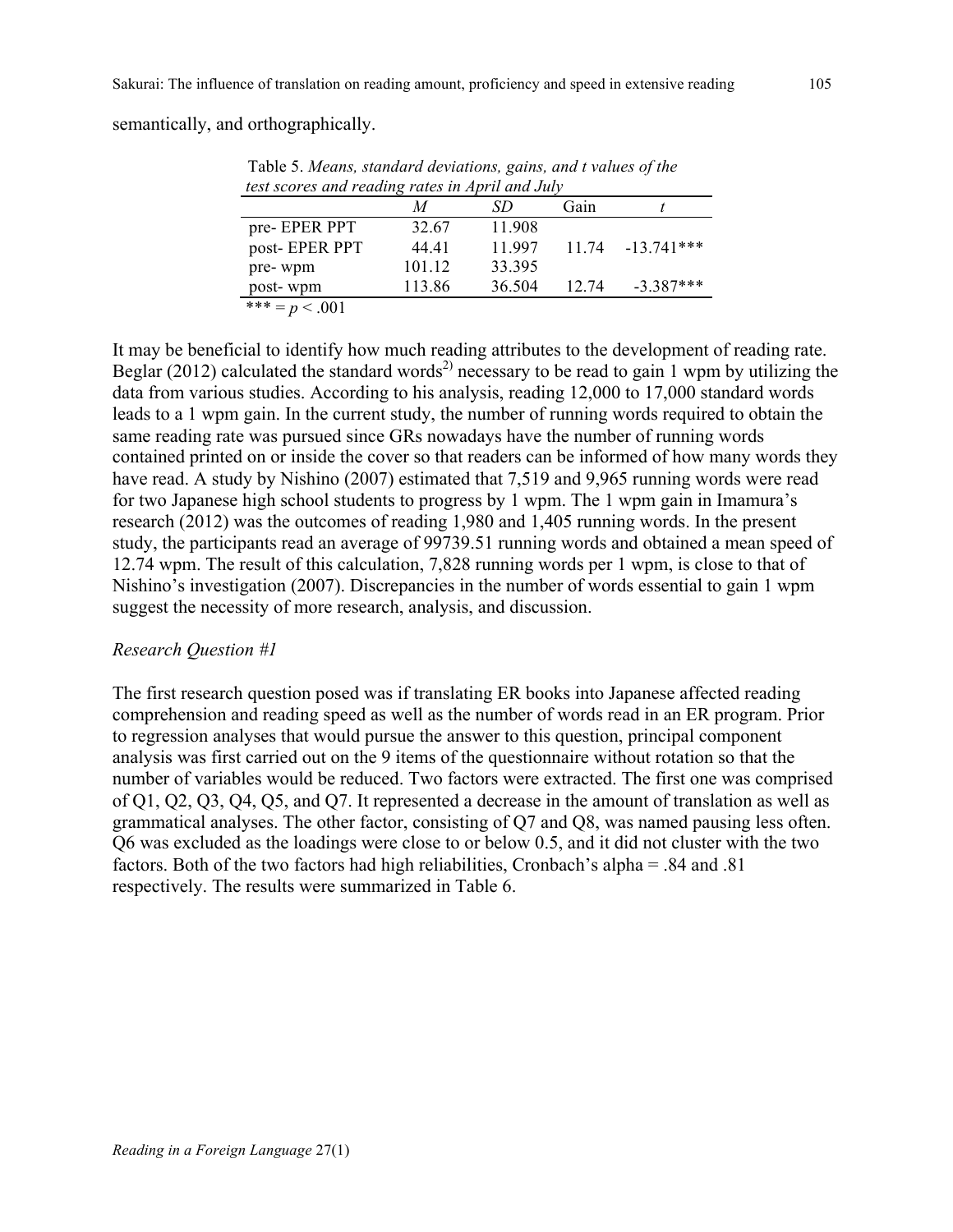semantically, and orthographically.

Table 5. *Means, standard deviations, gains, and t values of the test scores and reading rates in April and July*

| | *M* | *SD* | Gain | *t* |
|---|---|---|---|---|
| pre- EPER PPT | 32.67 | 11.908 | | |
| post- EPER PPT | 44.41 | 11.997 | 11.74 | -13.741*** |
| pre- wpm | 101.12 | 33.395 | | |
| post- wpm | 113.86 | 36.504 | 12.74 | -3.387*** |

*** = $p < .001$

It may be beneficial to identify how much reading attributes to the development of reading rate. Beglar (2012) calculated the standard words[2)] necessary to be read to gain 1 wpm by utilizing the data from various studies. According to his analysis, reading 12,000 to 17,000 standard words leads to a 1 wpm gain. In the current study, the number of running words required to obtain the same reading rate was pursued since GRs nowadays have the number of running words contained printed on or inside the cover so that readers can be informed of how many words they have read. A study by Nishino (2007) estimated that 7,519 and 9,965 running words were read for two Japanese high school students to progress by 1 wpm. The 1 wpm gain in Imamura's research (2012) was the outcomes of reading 1,980 and 1,405 running words. In the present study, the participants read an average of 99739.51 running words and obtained a mean speed of 12.74 wpm. The result of this calculation, 7,828 running words per 1 wpm, is close to that of Nishino's investigation (2007). Discrepancies in the number of words essential to gain 1 wpm suggest the necessity of more research, analysis, and discussion.

*Research Question #1*

The first research question posed was if translating ER books into Japanese affected reading comprehension and reading speed as well as the number of words read in an ER program. Prior to regression analyses that would pursue the answer to this question, principal component analysis was first carried out on the 9 items of the questionnaire without rotation so that the number of variables would be reduced. Two factors were extracted. The first one was comprised of Q1, Q2, Q3, Q4, Q5, and Q7. It represented a decrease in the amount of translation as well as grammatical analyses. The other factor, consisting of Q7 and Q8, was named pausing less often. Q6 was excluded as the loadings were close to or below 0.5, and it did not cluster with the two factors. Both of the two factors had high reliabilities, Cronbach's alpha = .84 and .81 respectively. The results were summarized in Table 6.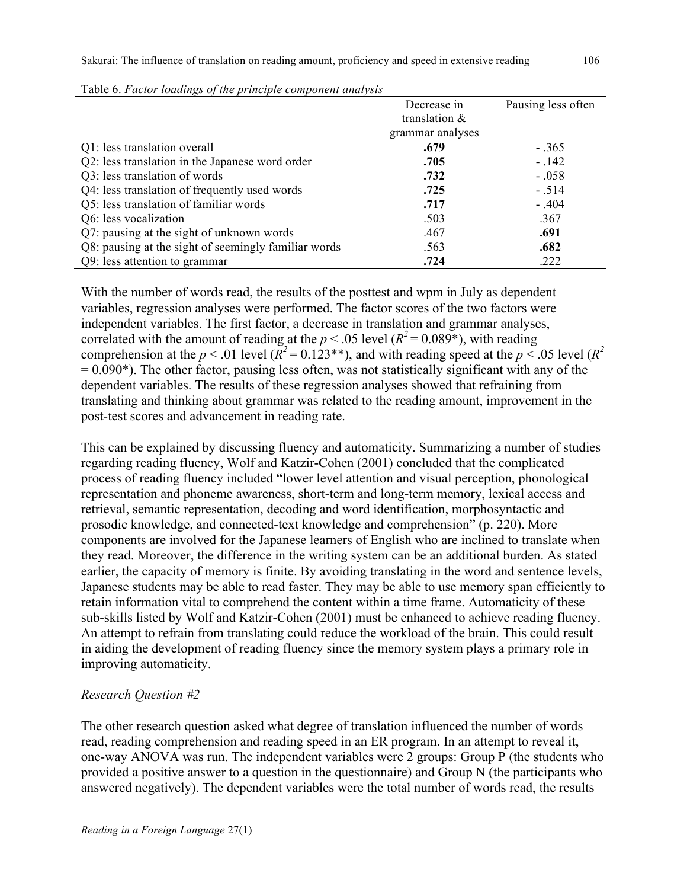Table 6. *Factor loadings of the principle component analysis*

| | Decrease in translation & grammar analyses | Pausing less often |
|---|---|---|
| Q1: less translation overall | **.679** | - .365 |
| Q2: less translation in the Japanese word order | **.705** | - .142 |
| Q3: less translation of words | **.732** | - .058 |
| Q4: less translation of frequently used words | **.725** | - .514 |
| Q5: less translation of familiar words | **.717** | - .404 |
| Q6: less vocalization | .503 | .367 |
| Q7: pausing at the sight of unknown words | .467 | **.691** |
| Q8: pausing at the sight of seemingly familiar words | .563 | **.682** |
| Q9: less attention to grammar | **.724** | .222 |

With the number of words read, the results of the posttest and wpm in July as dependent variables, regression analyses were performed. The factor scores of the two factors were independent variables. The first factor, a decrease in translation and grammar analyses, correlated with the amount of reading at the $p < .05$ level ($R^2 = 0.089$*), with reading comprehension at the $p < .01$ level ($R^2 = 0.123$**), and with reading speed at the $p < .05$ level ($R^2 = 0.090$*). The other factor, pausing less often, was not statistically significant with any of the dependent variables. The results of these regression analyses showed that refraining from translating and thinking about grammar was related to the reading amount, improvement in the post-test scores and advancement in reading rate.

This can be explained by discussing fluency and automaticity. Summarizing a number of studies regarding reading fluency, Wolf and Katzir-Cohen (2001) concluded that the complicated process of reading fluency included "lower level attention and visual perception, phonological representation and phoneme awareness, short-term and long-term memory, lexical access and retrieval, semantic representation, decoding and word identification, morphosyntactic and prosodic knowledge, and connected-text knowledge and comprehension" (p. 220). More components are involved for the Japanese learners of English who are inclined to translate when they read. Moreover, the difference in the writing system can be an additional burden. As stated earlier, the capacity of memory is finite. By avoiding translating in the word and sentence levels, Japanese students may be able to read faster. They may be able to use memory span efficiently to retain information vital to comprehend the content within a time frame. Automaticity of these sub-skills listed by Wolf and Katzir-Cohen (2001) must be enhanced to achieve reading fluency. An attempt to refrain from translating could reduce the workload of the brain. This could result in aiding the development of reading fluency since the memory system plays a primary role in improving automaticity.

*Research Question #2*

The other research question asked what degree of translation influenced the number of words read, reading comprehension and reading speed in an ER program. In an attempt to reveal it, one-way ANOVA was run. The independent variables were 2 groups: Group P (the students who provided a positive answer to a question in the questionnaire) and Group N (the participants who answered negatively). The dependent variables were the total number of words read, the results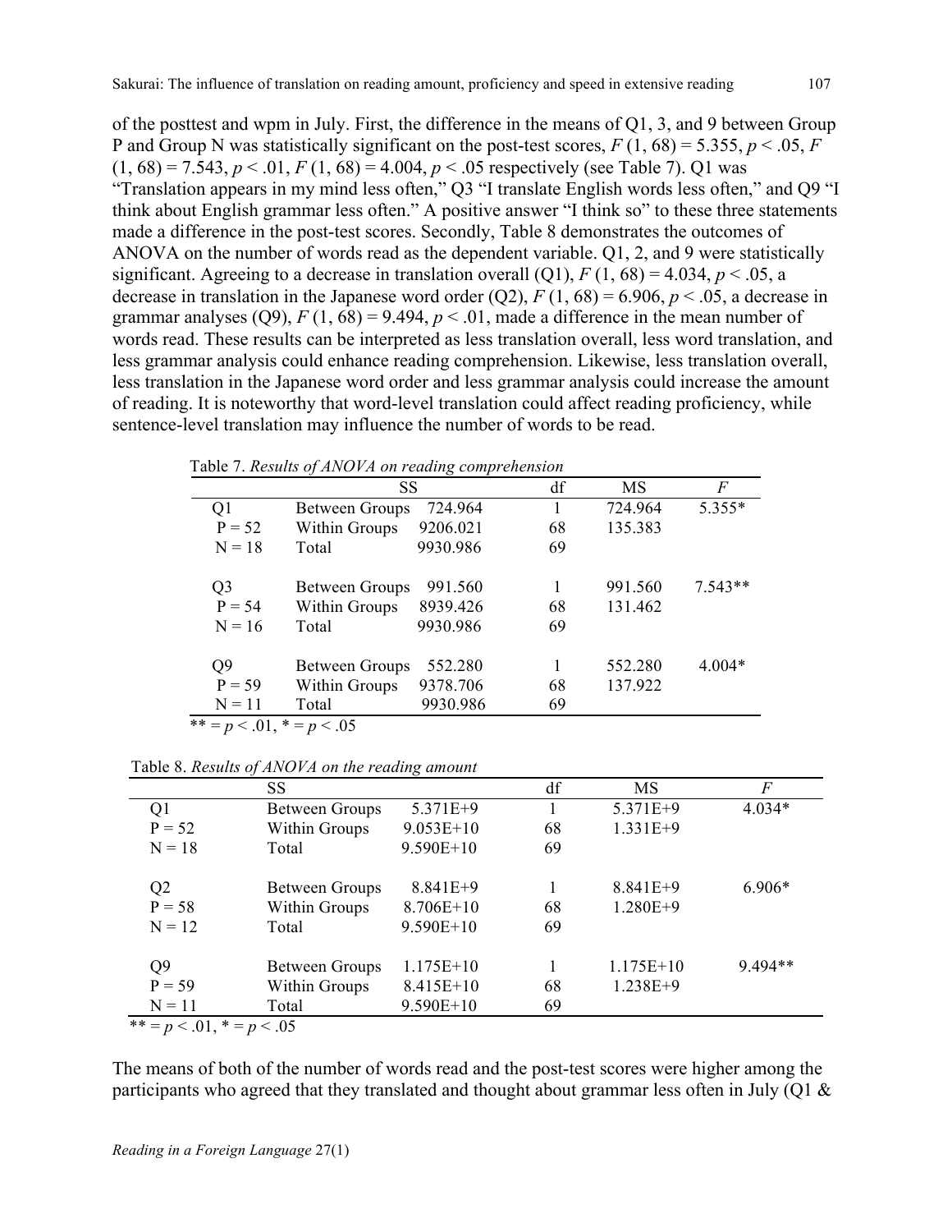of the posttest and wpm in July. First, the difference in the means of Q1, 3, and 9 between Group P and Group N was statistically significant on the post-test scores, $F$ (1, 68) = 5.355, $p < .05$, $F$ (1, 68) = 7.543, $p < .01$, $F$ (1, 68) = 4.004, $p < .05$ respectively (see Table 7). Q1 was "Translation appears in my mind less often," Q3 "I translate English words less often," and Q9 "I think about English grammar less often." A positive answer "I think so" to these three statements made a difference in the post-test scores. Secondly, Table 8 demonstrates the outcomes of ANOVA on the number of words read as the dependent variable. Q1, 2, and 9 were statistically significant. Agreeing to a decrease in translation overall (Q1), $F$ (1, 68) = 4.034, $p < .05$, a decrease in translation in the Japanese word order (Q2), $F$ (1, 68) = 6.906, $p < .05$, a decrease in grammar analyses (Q9), $F$ (1, 68) = 9.494, $p < .01$, made a difference in the mean number of words read. These results can be interpreted as less translation overall, less word translation, and less grammar analysis could enhance reading comprehension. Likewise, less translation overall, less translation in the Japanese word order and less grammar analysis could increase the amount of reading. It is noteworthy that word-level translation could affect reading proficiency, while sentence-level translation may influence the number of words to be read.

Table 7. *Results of ANOVA on reading comprehension*

| | SS | | df | MS | $F$ |
|---|---|---|---|---|---|
| Q1 | Between Groups | 724.964 | 1 | 724.964 | 5.355* |
| P = 52 | Within Groups | 9206.021 | 68 | 135.383 | |
| N = 18 | Total | 9930.986 | 69 | | |
| Q3 | Between Groups | 991.560 | 1 | 991.560 | 7.543** |
| P = 54 | Within Groups | 8939.426 | 68 | 131.462 | |
| N = 16 | Total | 9930.986 | 69 | | |
| Q9 | Between Groups | 552.280 | 1 | 552.280 | 4.004* |
| P = 59 | Within Groups | 9378.706 | 68 | 137.922 | |
| N = 11 | Total | 9930.986 | 69 | | |

** = $p < .01$, * = $p < .05$

Table 8. *Results of ANOVA on the reading amount*

| | SS | | df | MS | $F$ |
|---|---|---|---|---|---|
| Q1 | Between Groups | 5.371E+9 | 1 | 5.371E+9 | 4.034* |
| P = 52 | Within Groups | 9.053E+10 | 68 | 1.331E+9 | |
| N = 18 | Total | 9.590E+10 | 69 | | |
| Q2 | Between Groups | 8.841E+9 | 1 | 8.841E+9 | 6.906* |
| P = 58 | Within Groups | 8.706E+10 | 68 | 1.280E+9 | |
| N = 12 | Total | 9.590E+10 | 69 | | |
| Q9 | Between Groups | 1.175E+10 | 1 | 1.175E+10 | 9.494** |
| P = 59 | Within Groups | 8.415E+10 | 68 | 1.238E+9 | |
| N = 11 | Total | 9.590E+10 | 69 | | |

** = $p < .01$, * = $p < .05$

The means of both of the number of words read and the post-test scores were higher among the participants who agreed that they translated and thought about grammar less often in July (Q1 &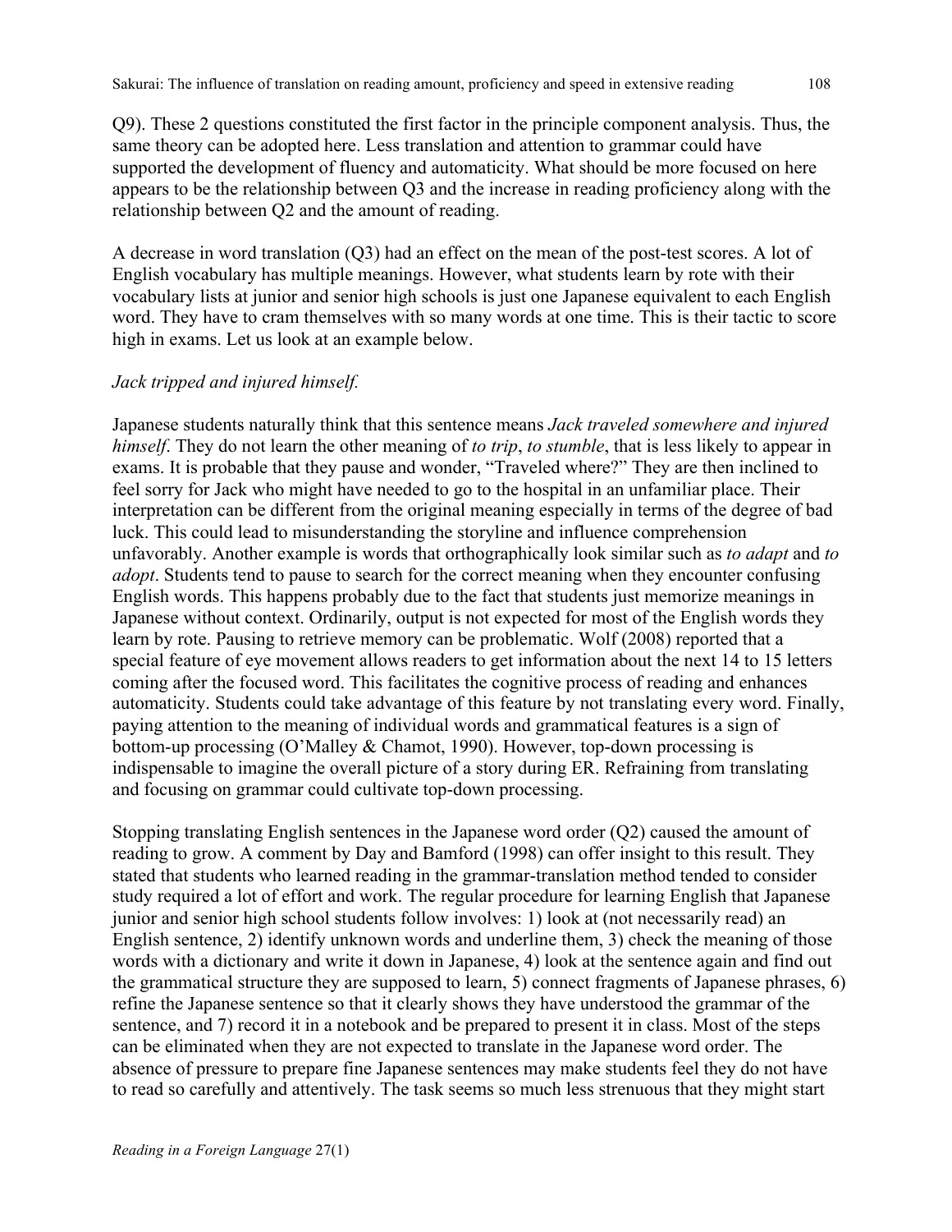Q9). These 2 questions constituted the first factor in the principle component analysis. Thus, the same theory can be adopted here. Less translation and attention to grammar could have supported the development of fluency and automaticity. What should be more focused on here appears to be the relationship between Q3 and the increase in reading proficiency along with the relationship between Q2 and the amount of reading.

A decrease in word translation (Q3) had an effect on the mean of the post-test scores. A lot of English vocabulary has multiple meanings. However, what students learn by rote with their vocabulary lists at junior and senior high schools is just one Japanese equivalent to each English word. They have to cram themselves with so many words at one time. This is their tactic to score high in exams. Let us look at an example below.

*Jack tripped and injured himself.*

Japanese students naturally think that this sentence means *Jack traveled somewhere and injured himself*. They do not learn the other meaning of *to trip*, *to stumble*, that is less likely to appear in exams. It is probable that they pause and wonder, "Traveled where?" They are then inclined to feel sorry for Jack who might have needed to go to the hospital in an unfamiliar place. Their interpretation can be different from the original meaning especially in terms of the degree of bad luck. This could lead to misunderstanding the storyline and influence comprehension unfavorably. Another example is words that orthographically look similar such as *to adapt* and *to adopt*. Students tend to pause to search for the correct meaning when they encounter confusing English words. This happens probably due to the fact that students just memorize meanings in Japanese without context. Ordinarily, output is not expected for most of the English words they learn by rote. Pausing to retrieve memory can be problematic. Wolf (2008) reported that a special feature of eye movement allows readers to get information about the next 14 to 15 letters coming after the focused word. This facilitates the cognitive process of reading and enhances automaticity. Students could take advantage of this feature by not translating every word. Finally, paying attention to the meaning of individual words and grammatical features is a sign of bottom-up processing (O'Malley & Chamot, 1990). However, top-down processing is indispensable to imagine the overall picture of a story during ER. Refraining from translating and focusing on grammar could cultivate top-down processing.

Stopping translating English sentences in the Japanese word order (Q2) caused the amount of reading to grow. A comment by Day and Bamford (1998) can offer insight to this result. They stated that students who learned reading in the grammar-translation method tended to consider study required a lot of effort and work. The regular procedure for learning English that Japanese junior and senior high school students follow involves: 1) look at (not necessarily read) an English sentence, 2) identify unknown words and underline them, 3) check the meaning of those words with a dictionary and write it down in Japanese, 4) look at the sentence again and find out the grammatical structure they are supposed to learn, 5) connect fragments of Japanese phrases, 6) refine the Japanese sentence so that it clearly shows they have understood the grammar of the sentence, and 7) record it in a notebook and be prepared to present it in class. Most of the steps can be eliminated when they are not expected to translate in the Japanese word order. The absence of pressure to prepare fine Japanese sentences may make students feel they do not have to read so carefully and attentively. The task seems so much less strenuous that they might start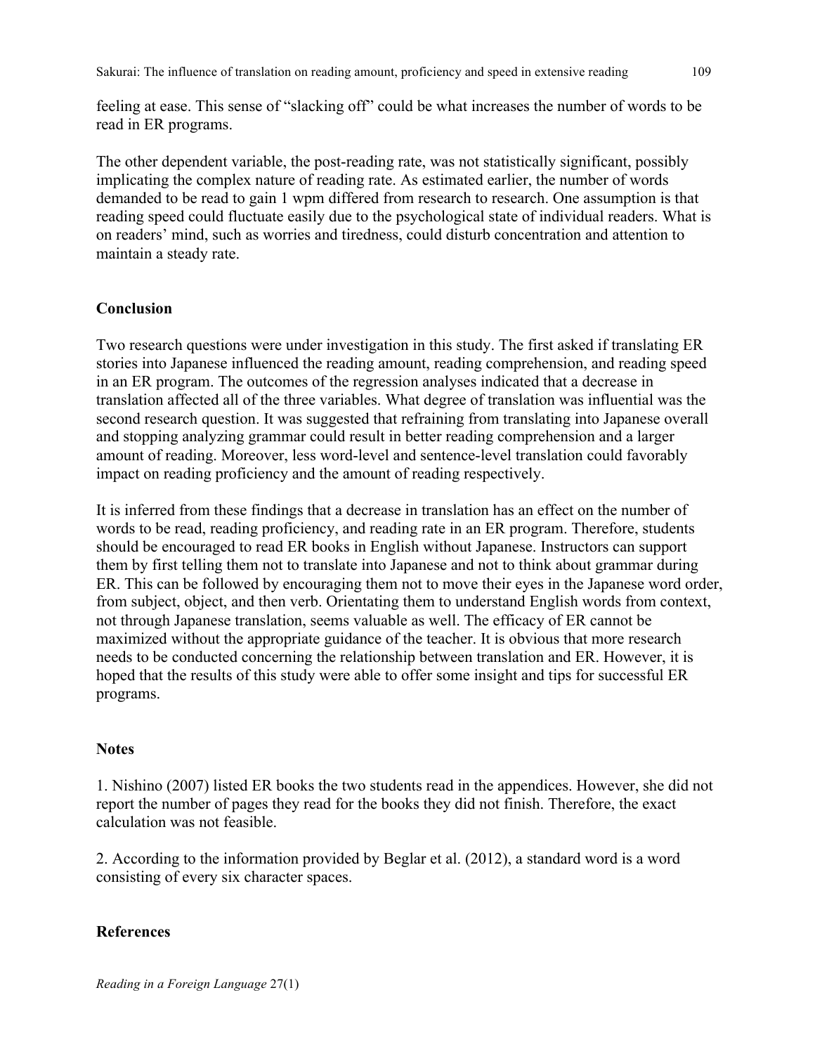feeling at ease. This sense of "slacking off" could be what increases the number of words to be read in ER programs.

The other dependent variable, the post-reading rate, was not statistically significant, possibly implicating the complex nature of reading rate. As estimated earlier, the number of words demanded to be read to gain 1 wpm differed from research to research. One assumption is that reading speed could fluctuate easily due to the psychological state of individual readers. What is on readers' mind, such as worries and tiredness, could disturb concentration and attention to maintain a steady rate.

## Conclusion

Two research questions were under investigation in this study. The first asked if translating ER stories into Japanese influenced the reading amount, reading comprehension, and reading speed in an ER program. The outcomes of the regression analyses indicated that a decrease in translation affected all of the three variables. What degree of translation was influential was the second research question. It was suggested that refraining from translating into Japanese overall and stopping analyzing grammar could result in better reading comprehension and a larger amount of reading. Moreover, less word-level and sentence-level translation could favorably impact on reading proficiency and the amount of reading respectively.

It is inferred from these findings that a decrease in translation has an effect on the number of words to be read, reading proficiency, and reading rate in an ER program. Therefore, students should be encouraged to read ER books in English without Japanese. Instructors can support them by first telling them not to translate into Japanese and not to think about grammar during ER. This can be followed by encouraging them not to move their eyes in the Japanese word order, from subject, object, and then verb. Orientating them to understand English words from context, not through Japanese translation, seems valuable as well. The efficacy of ER cannot be maximized without the appropriate guidance of the teacher. It is obvious that more research needs to be conducted concerning the relationship between translation and ER. However, it is hoped that the results of this study were able to offer some insight and tips for successful ER programs.

## Notes

1. Nishino (2007) listed ER books the two students read in the appendices. However, she did not report the number of pages they read for the books they did not finish. Therefore, the exact calculation was not feasible.

2. According to the information provided by Beglar et al. (2012), a standard word is a word consisting of every six character spaces.

## References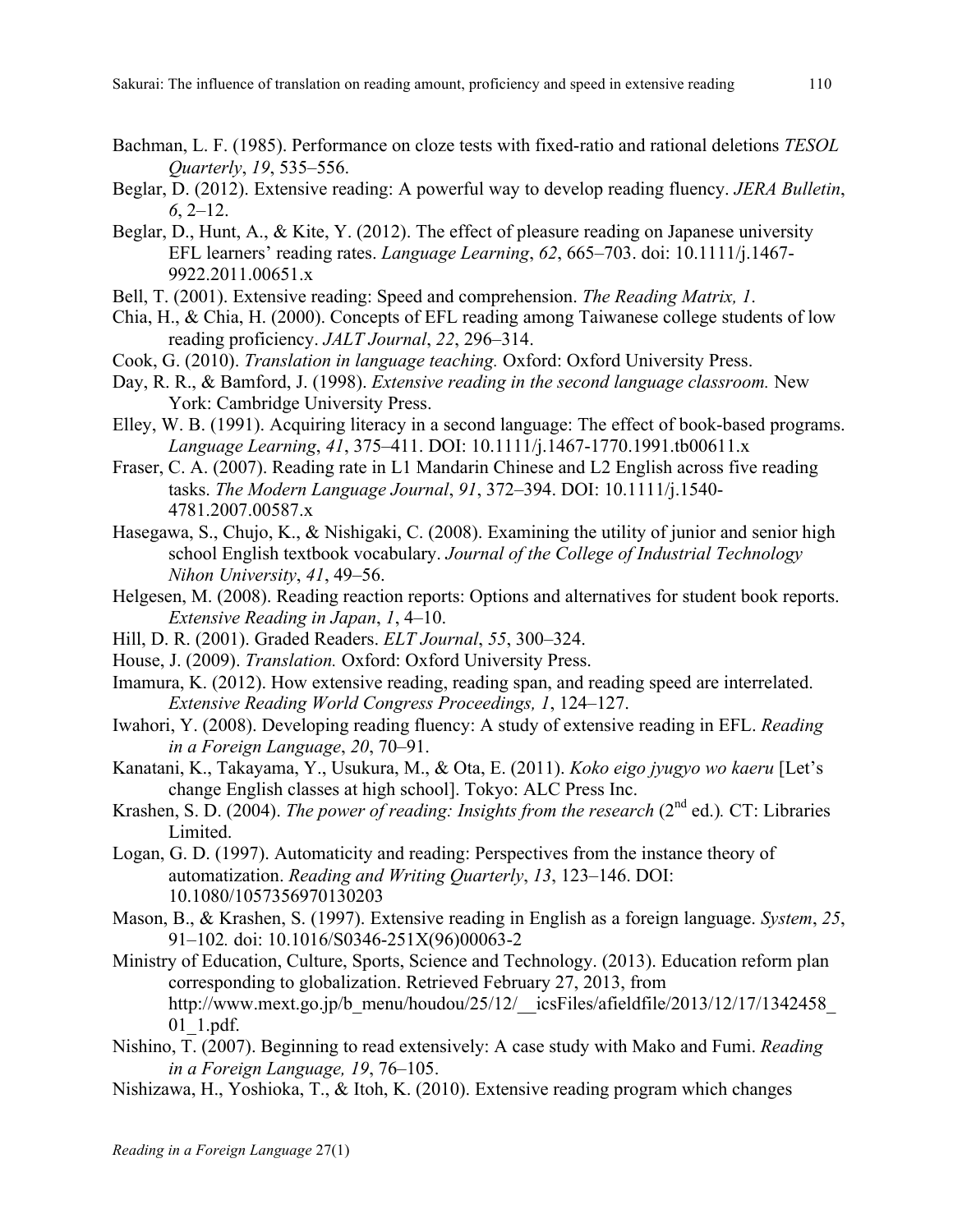Bachman, L. F. (1985). Performance on cloze tests with fixed-ratio and rational deletions *TESOL Quarterly*, *19*, 535–556.

Beglar, D. (2012). Extensive reading: A powerful way to develop reading fluency. *JERA Bulletin*, *6*, 2–12.

Beglar, D., Hunt, A., & Kite, Y. (2012). The effect of pleasure reading on Japanese university EFL learners' reading rates. *Language Learning*, *62*, 665–703. doi: 10.1111/j.1467-9922.2011.00651.x

Bell, T. (2001). Extensive reading: Speed and comprehension. *The Reading Matrix, 1*.

Chia, H., & Chia, H. (2000). Concepts of EFL reading among Taiwanese college students of low reading proficiency. *JALT Journal*, *22*, 296–314.

Cook, G. (2010). *Translation in language teaching.* Oxford: Oxford University Press.

Day, R. R., & Bamford, J. (1998). *Extensive reading in the second language classroom.* New York: Cambridge University Press.

Elley, W. B. (1991). Acquiring literacy in a second language: The effect of book-based programs. *Language Learning*, *41*, 375–411. DOI: 10.1111/j.1467-1770.1991.tb00611.x

Fraser, C. A. (2007). Reading rate in L1 Mandarin Chinese and L2 English across five reading tasks. *The Modern Language Journal*, *91*, 372–394. DOI: 10.1111/j.1540-4781.2007.00587.x

Hasegawa, S., Chujo, K., & Nishigaki, C. (2008). Examining the utility of junior and senior high school English textbook vocabulary. *Journal of the College of Industrial Technology Nihon University*, *41*, 49–56.

Helgesen, M. (2008). Reading reaction reports: Options and alternatives for student book reports. *Extensive Reading in Japan*, *1*, 4–10.

Hill, D. R. (2001). Graded Readers. *ELT Journal*, *55*, 300–324.

House, J. (2009). *Translation.* Oxford: Oxford University Press.

Imamura, K. (2012). How extensive reading, reading span, and reading speed are interrelated. *Extensive Reading World Congress Proceedings, 1*, 124–127.

Iwahori, Y. (2008). Developing reading fluency: A study of extensive reading in EFL. *Reading in a Foreign Language*, *20*, 70–91.

Kanatani, K., Takayama, Y., Usukura, M., & Ota, E. (2011). *Koko eigo jyugyo wo kaeru* [Let's change English classes at high school]. Tokyo: ALC Press Inc.

Krashen, S. D. (2004). *The power of reading: Insights from the research* (2nd ed.)*.* CT: Libraries Limited.

Logan, G. D. (1997). Automaticity and reading: Perspectives from the instance theory of automatization. *Reading and Writing Quarterly*, *13*, 123–146. DOI: 10.1080/1057356970130203

Mason, B., & Krashen, S. (1997). Extensive reading in English as a foreign language. *System*, *25*, 91–102*.* doi: 10.1016/S0346-251X(96)00063-2

Ministry of Education, Culture, Sports, Science and Technology. (2013). Education reform plan corresponding to globalization. Retrieved February 27, 2013, from http://www.mext.go.jp/b_menu/houdou/25/12/__icsFiles/afieldfile/2013/12/17/1342458_01_1.pdf.

Nishino, T. (2007). Beginning to read extensively: A case study with Mako and Fumi. *Reading in a Foreign Language, 19*, 76–105.

Nishizawa, H., Yoshioka, T., & Itoh, K. (2010). Extensive reading program which changes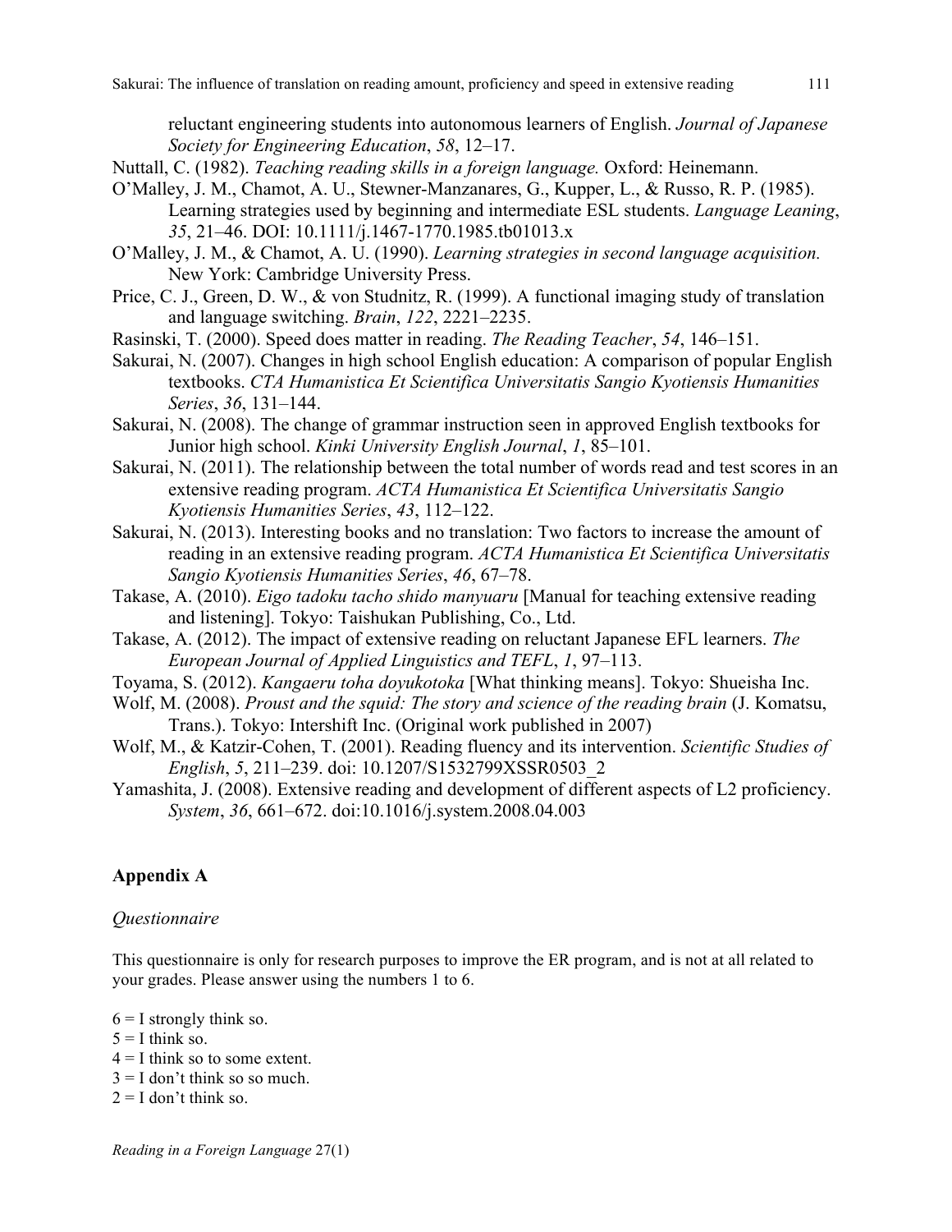reluctant engineering students into autonomous learners of English. *Journal of Japanese Society for Engineering Education*, *58*, 12–17.

Nuttall, C. (1982). *Teaching reading skills in a foreign language.* Oxford: Heinemann.

O'Malley, J. M., Chamot, A. U., Stewner-Manzanares, G., Kupper, L., & Russo, R. P. (1985). Learning strategies used by beginning and intermediate ESL students. *Language Leaning*, *35*, 21–46. DOI: 10.1111/j.1467-1770.1985.tb01013.x

O'Malley, J. M., & Chamot, A. U. (1990). *Learning strategies in second language acquisition.* New York: Cambridge University Press.

Price, C. J., Green, D. W., & von Studnitz, R. (1999). A functional imaging study of translation and language switching. *Brain*, *122*, 2221–2235.

Rasinski, T. (2000). Speed does matter in reading. *The Reading Teacher*, *54*, 146–151.

Sakurai, N. (2007). Changes in high school English education: A comparison of popular English textbooks. *CTA Humanistica Et Scientifica Universitatis Sangio Kyotiensis Humanities Series*, *36*, 131–144.

Sakurai, N. (2008). The change of grammar instruction seen in approved English textbooks for Junior high school. *Kinki University English Journal*, *1*, 85–101.

Sakurai, N. (2011). The relationship between the total number of words read and test scores in an extensive reading program. *ACTA Humanistica Et Scientifica Universitatis Sangio Kyotiensis Humanities Series*, *43*, 112–122.

Sakurai, N. (2013). Interesting books and no translation: Two factors to increase the amount of reading in an extensive reading program. *ACTA Humanistica Et Scientifica Universitatis Sangio Kyotiensis Humanities Series*, *46*, 67–78.

Takase, A. (2010). *Eigo tadoku tacho shido manyuaru* [Manual for teaching extensive reading and listening]. Tokyo: Taishukan Publishing, Co., Ltd.

Takase, A. (2012). The impact of extensive reading on reluctant Japanese EFL learners. *The European Journal of Applied Linguistics and TEFL*, *1*, 97–113.

Toyama, S. (2012). *Kangaeru toha doyukotoka* [What thinking means]. Tokyo: Shueisha Inc.

Wolf, M. (2008). *Proust and the squid: The story and science of the reading brain* (J. Komatsu, Trans.). Tokyo: Intershift Inc. (Original work published in 2007)

Wolf, M., & Katzir-Cohen, T. (2001). Reading fluency and its intervention. *Scientific Studies of English*, *5*, 211–239. doi: 10.1207/S1532799XSSR0503_2

Yamashita, J. (2008). Extensive reading and development of different aspects of L2 proficiency. *System*, *36*, 661–672. doi:10.1016/j.system.2008.04.003

## Appendix A

*Questionnaire*

This questionnaire is only for research purposes to improve the ER program, and is not at all related to your grades. Please answer using the numbers 1 to 6.

6 = I strongly think so.
5 = I think so.
4 = I think so to some extent.
3 = I don't think so so much.
2 = I don't think so.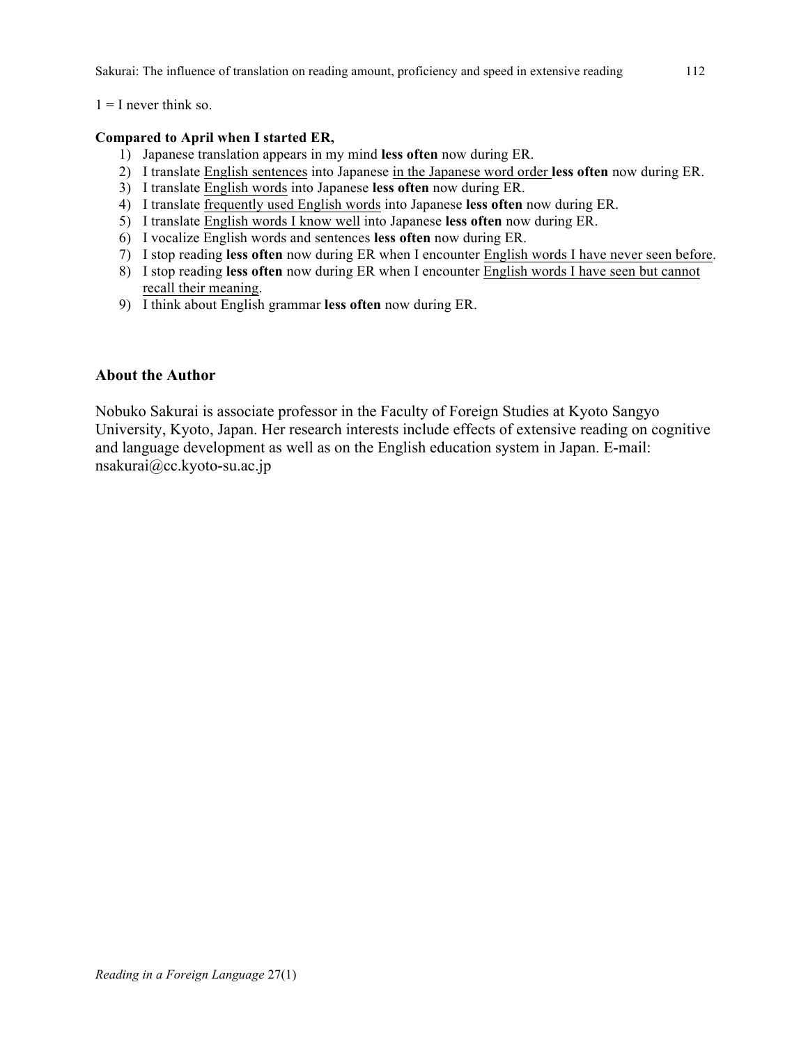1 = I never think so.

**Compared to April when I started ER,**

1) Japanese translation appears in my mind **less often** now during ER.
2) I translate English sentences into Japanese in the Japanese word order **less often** now during ER.
3) I translate English words into Japanese **less often** now during ER.
4) I translate frequently used English words into Japanese **less often** now during ER.
5) I translate English words I know well into Japanese **less often** now during ER.
6) I vocalize English words and sentences **less often** now during ER.
7) I stop reading **less often** now during ER when I encounter English words I have never seen before.
8) I stop reading **less often** now during ER when I encounter English words I have seen but cannot recall their meaning.
9) I think about English grammar **less often** now during ER.

### About the Author

Nobuko Sakurai is associate professor in the Faculty of Foreign Studies at Kyoto Sangyo University, Kyoto, Japan. Her research interests include effects of extensive reading on cognitive and language development as well as on the English education system in Japan. E-mail: nsakurai@cc.kyoto-su.ac.jp